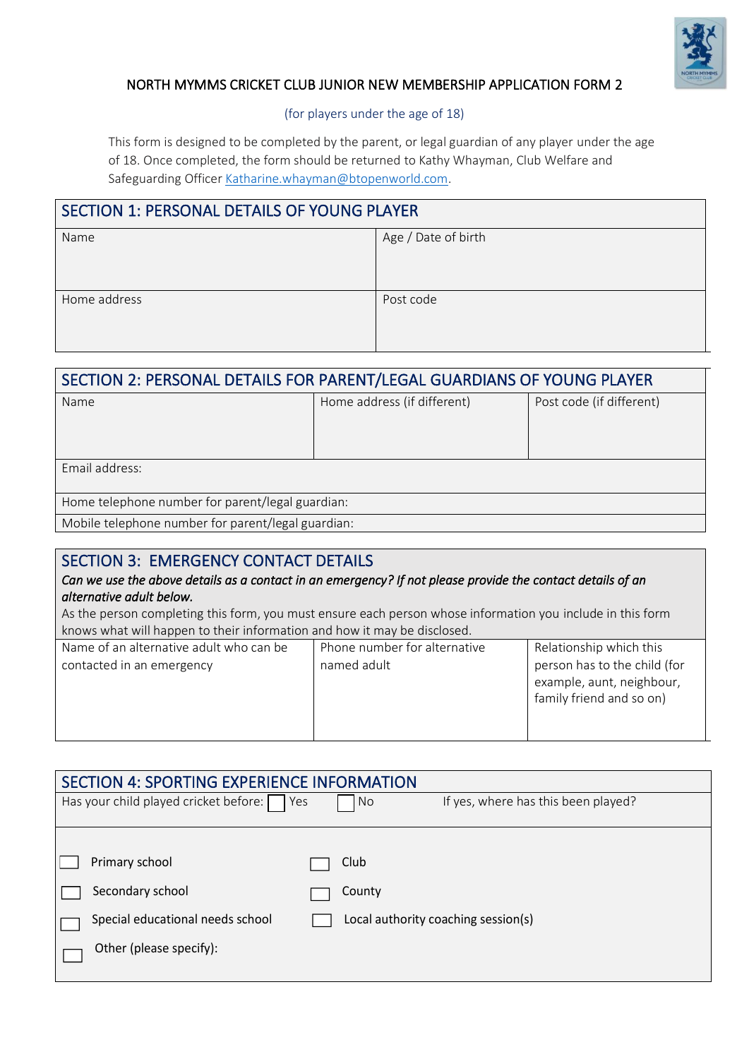# NORTH MYMMS CRICKET CLUB JUNIOR NEW MEMBERSHIP APPLICATION FORM 2

(for players under the age of 18)

This form is designed to be completed by the parent, or legal guardian of any player under the age of 18. Once completed, the form should be returned to Kathy Whayman, Club Welfare and Safeguarding Officer Katharine.whayman@btopenworld.com.

## SECTION 1: PERSONAL DETAILS OF YOUNG PLAYER

| Name | Age / Date of birth |
|---|---|
| Home address | Post code |

## SECTION 2: PERSONAL DETAILS FOR PARENT/LEGAL GUARDIANS OF YOUNG PLAYER

| Name | Home address (if different) | Post code (if different) |
|---|---|---|
| Email address: | | |
| Home telephone number for parent/legal guardian: | | |
| Mobile telephone number for parent/legal guardian: | | |

## SECTION 3: EMERGENCY CONTACT DETAILS

***Can we use the above details as a contact in an emergency? If not please provide the contact details of an alternative adult below.***

As the person completing this form, you must ensure each person whose information you include in this form knows what will happen to their information and how it may be disclosed.

| Name of an alternative adult who can be contacted in an emergency | Phone number for alternative named adult | Relationship which this person has to the child (for example, aunt, neighbour, family friend and so on) |
|---|---|---|
| | | |

## SECTION 4: SPORTING EXPERIENCE INFORMATION

Has your child played cricket before: ☐ Yes ☐ No If yes, where has this been played?

☐ Primary school ☐ Club

☐ Secondary school ☐ County

☐ Special educational needs school ☐ Local authority coaching session(s)

☐ Other (please specify):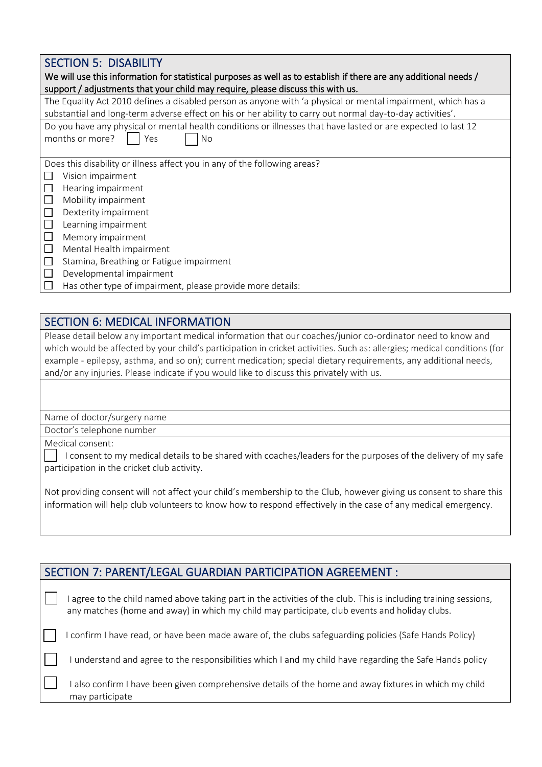## SECTION 5: DISABILITY

**We will use this information for statistical purposes as well as to establish if there are any additional needs / support / adjustments that your child may require, please discuss this with us.**

The Equality Act 2010 defines a disabled person as anyone with 'a physical or mental impairment, which has a substantial and long-term adverse effect on his or her ability to carry out normal day-to-day activities'.

Do you have any physical or mental health conditions or illnesses that have lasted or are expected to last 12 months or more? ☐ Yes ☐ No

Does this disability or illness affect you in any of the following areas?

- ☐ Vision impairment
- ☐ Hearing impairment
- ☐ Mobility impairment
- ☐ Dexterity impairment
- ☐ Learning impairment
- ☐ Memory impairment
- ☐ Mental Health impairment
- ☐ Stamina, Breathing or Fatigue impairment
- ☐ Developmental impairment
- ☐ Has other type of impairment, please provide more details:

## SECTION 6: MEDICAL INFORMATION

Please detail below any important medical information that our coaches/junior co-ordinator need to know and which would be affected by your child's participation in cricket activities. Such as: allergies; medical conditions (for example - epilepsy, asthma, and so on); current medication; special dietary requirements, any additional needs, and/or any injuries. Please indicate if you would like to discuss this privately with us.

Name of doctor/surgery name

Doctor's telephone number

Medical consent:

☐ I consent to my medical details to be shared with coaches/leaders for the purposes of the delivery of my safe participation in the cricket club activity.

Not providing consent will not affect your child's membership to the Club, however giving us consent to share this information will help club volunteers to know how to respond effectively in the case of any medical emergency.

## SECTION 7: PARENT/LEGAL GUARDIAN PARTICIPATION AGREEMENT :

☐ I agree to the child named above taking part in the activities of the club. This is including training sessions, any matches (home and away) in which my child may participate, club events and holiday clubs.

☐ I confirm I have read, or have been made aware of, the clubs safeguarding policies (Safe Hands Policy)

☐ I understand and agree to the responsibilities which I and my child have regarding the Safe Hands policy

☐ I also confirm I have been given comprehensive details of the home and away fixtures in which my child may participate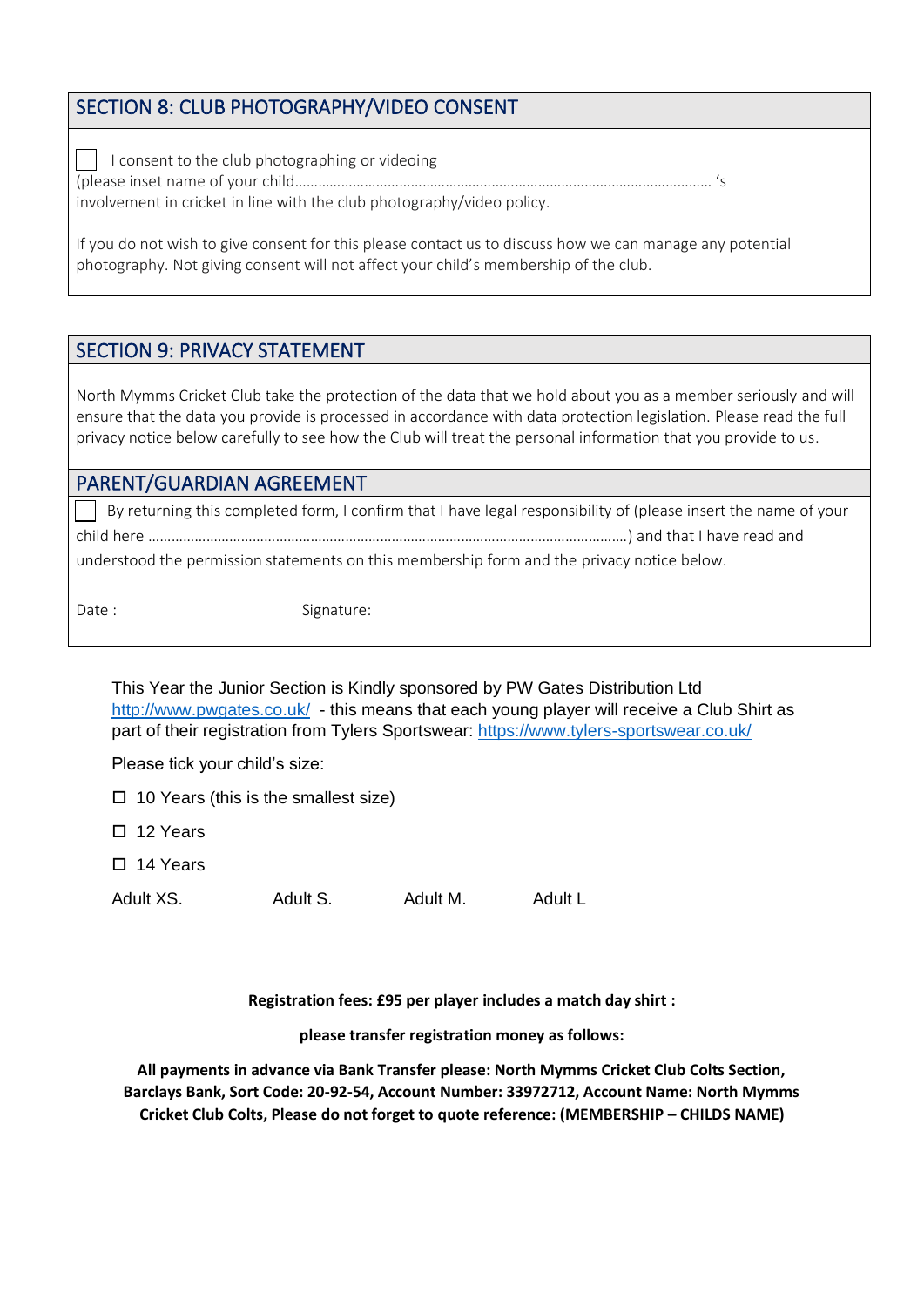## SECTION 8: CLUB PHOTOGRAPHY/VIDEO CONSENT

☐ I consent to the club photographing or videoing (please inset name of your child………………………………………………………………………………………………… 's involvement in cricket in line with the club photography/video policy.

If you do not wish to give consent for this please contact us to discuss how we can manage any potential photography. Not giving consent will not affect your child's membership of the club.

## SECTION 9: PRIVACY STATEMENT

North Mymms Cricket Club take the protection of the data that we hold about you as a member seriously and will ensure that the data you provide is processed in accordance with data protection legislation. Please read the full privacy notice below carefully to see how the Club will treat the personal information that you provide to us.

## PARENT/GUARDIAN AGREEMENT

☐ By returning this completed form, I confirm that I have legal responsibility of (please insert the name of your child here ……………………………………………………………………………………………………………) and that I have read and understood the permission statements on this membership form and the privacy notice below.

Date : Signature:

This Year the Junior Section is Kindly sponsored by PW Gates Distribution Ltd http://www.pwgates.co.uk/ - this means that each young player will receive a Club Shirt as part of their registration from Tylers Sportswear: https://www.tylers-sportswear.co.uk/

Please tick your child's size:

- ☐ 10 Years (this is the smallest size)
- ☐ 12 Years
- ☐ 14 Years

Adult XS. Adult S. Adult M. Adult L

**Registration fees: £95 per player includes a match day shirt :**

**please transfer registration money as follows:**

**All payments in advance via Bank Transfer please: North Mymms Cricket Club Colts Section, Barclays Bank, Sort Code: 20-92-54, Account Number: 33972712, Account Name: North Mymms Cricket Club Colts, Please do not forget to quote reference: (MEMBERSHIP – CHILDS NAME)**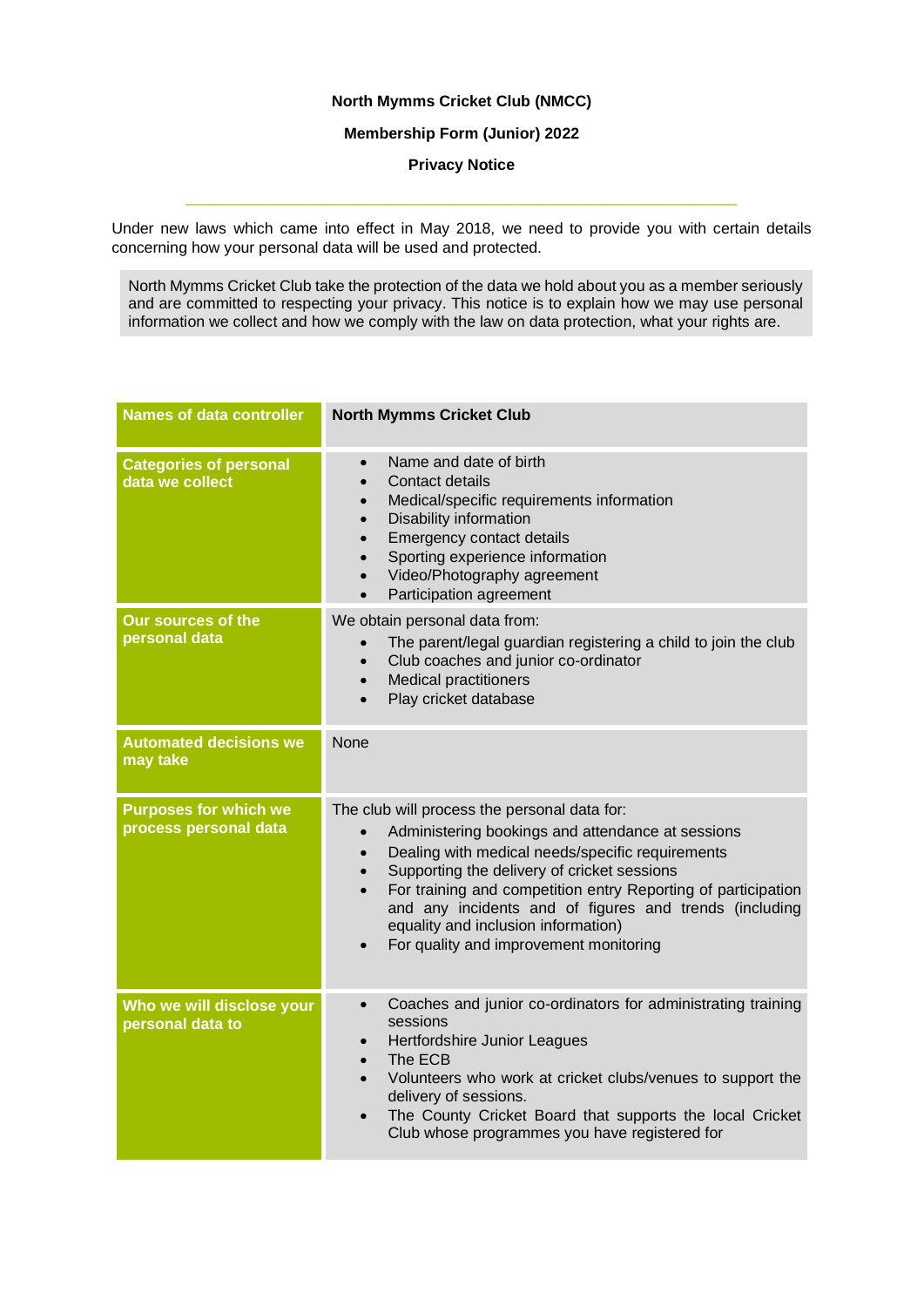**North Mymms Cricket Club (NMCC)**

**Membership Form (Junior) 2022**

**Privacy Notice**

---

Under new laws which came into effect in May 2018, we need to provide you with certain details concerning how your personal data will be used and protected.

> North Mymms Cricket Club take the protection of the data we hold about you as a member seriously and are committed to respecting your privacy. This notice is to explain how we may use personal information we collect and how we comply with the law on data protection, what your rights are.

| **Names of data controller** | **North Mymms Cricket Club** |
|---|---|
| **Categories of personal data we collect** | • Name and date of birth<br>• Contact details<br>• Medical/specific requirements information<br>• Disability information<br>• Emergency contact details<br>• Sporting experience information<br>• Video/Photography agreement<br>• Participation agreement |
| **Our sources of the personal data** | We obtain personal data from:<br>• The parent/legal guardian registering a child to join the club<br>• Club coaches and junior co-ordinator<br>• Medical practitioners<br>• Play cricket database |
| **Automated decisions we may take** | None |
| **Purposes for which we process personal data** | The club will process the personal data for:<br>• Administering bookings and attendance at sessions<br>• Dealing with medical needs/specific requirements<br>• Supporting the delivery of cricket sessions<br>• For training and competition entry Reporting of participation and any incidents and of figures and trends (including equality and inclusion information)<br>• For quality and improvement monitoring |
| **Who we will disclose your personal data to** | • Coaches and junior co-ordinators for administrating training sessions<br>• Hertfordshire Junior Leagues<br>• The ECB<br>• Volunteers who work at cricket clubs/venues to support the delivery of sessions.<br>• The County Cricket Board that supports the local Cricket Club whose programmes you have registered for |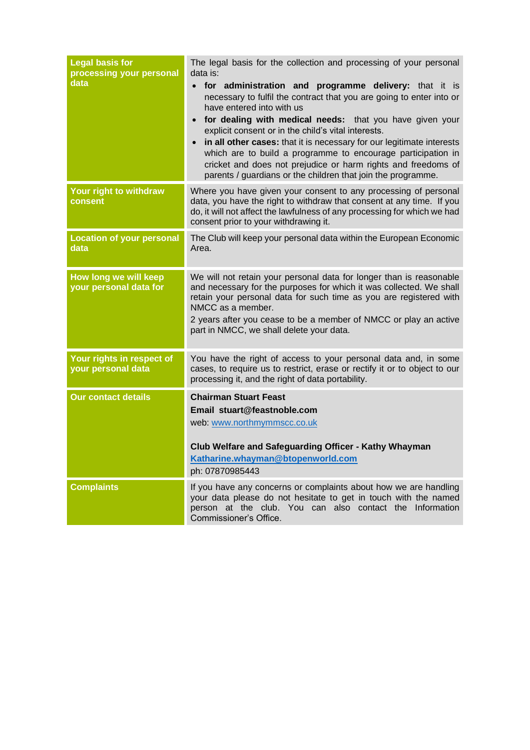| | |
|---|---|
| **Legal basis for processing your personal data** | The legal basis for the collection and processing of your personal data is:<br>• **for administration and programme delivery:** that it is necessary to fulfil the contract that you are going to enter into or have entered into with us<br>• **for dealing with medical needs:** that you have given your explicit consent or in the child's vital interests.<br>• **in all other cases:** that it is necessary for our legitimate interests which are to build a programme to encourage participation in cricket and does not prejudice or harm rights and freedoms of parents / guardians or the children that join the programme. |
| **Your right to withdraw consent** | Where you have given your consent to any processing of personal data, you have the right to withdraw that consent at any time. If you do, it will not affect the lawfulness of any processing for which we had consent prior to your withdrawing it. |
| **Location of your personal data** | The Club will keep your personal data within the European Economic Area. |
| **How long we will keep your personal data for** | We will not retain your personal data for longer than is reasonable and necessary for the purposes for which it was collected. We shall retain your personal data for such time as you are registered with NMCC as a member.<br>2 years after you cease to be a member of NMCC or play an active part in NMCC, we shall delete your data. |
| **Your rights in respect of your personal data** | You have the right of access to your personal data and, in some cases, to require us to restrict, erase or rectify it or to object to our processing it, and the right of data portability. |
| **Our contact details** | **Chairman Stuart Feast**<br>**Email stuart@feastnoble.com**<br>web: www.northmymmscc.co.uk<br><br>**Club Welfare and Safeguarding Officer - Kathy Whayman**<br>**Katharine.whayman@btopenworld.com**<br>ph: 07870985443 |
| **Complaints** | If you have any concerns or complaints about how we are handling your data please do not hesitate to get in touch with the named person at the club. You can also contact the Information Commissioner's Office. |